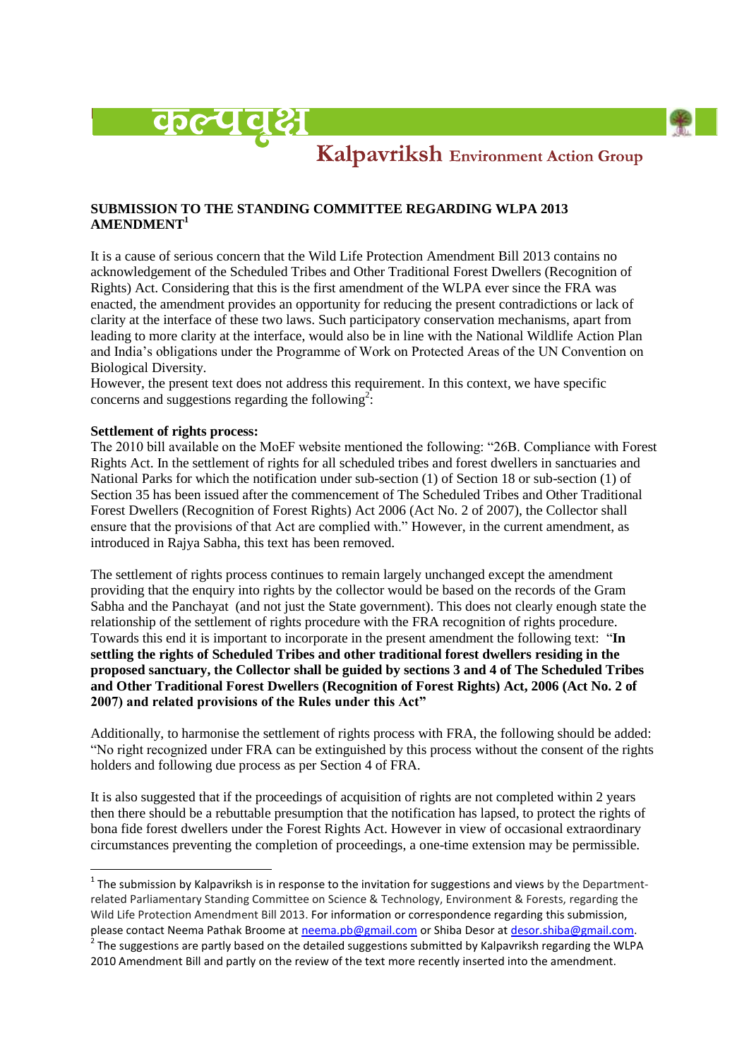कल्पवृक्ष

Kalpavriksh Environment Action Group

**SUBMISSION TO THE STANDING COMMITTEE REGARDING WLPA 2013 AMENDMENT[1]**

It is a cause of serious concern that the Wild Life Protection Amendment Bill 2013 contains no acknowledgement of the Scheduled Tribes and Other Traditional Forest Dwellers (Recognition of Rights) Act. Considering that this is the first amendment of the WLPA ever since the FRA was enacted, the amendment provides an opportunity for reducing the present contradictions or lack of clarity at the interface of these two laws. Such participatory conservation mechanisms, apart from leading to more clarity at the interface, would also be in line with the National Wildlife Action Plan and India's obligations under the Programme of Work on Protected Areas of the UN Convention on Biological Diversity.
However, the present text does not address this requirement. In this context, we have specific concerns and suggestions regarding the following[2]:

**Settlement of rights process:**
The 2010 bill available on the MoEF website mentioned the following: "26B. Compliance with Forest Rights Act. In the settlement of rights for all scheduled tribes and forest dwellers in sanctuaries and National Parks for which the notification under sub-section (1) of Section 18 or sub-section (1) of Section 35 has been issued after the commencement of The Scheduled Tribes and Other Traditional Forest Dwellers (Recognition of Forest Rights) Act 2006 (Act No. 2 of 2007), the Collector shall ensure that the provisions of that Act are complied with." However, in the current amendment, as introduced in Rajya Sabha, this text has been removed.

The settlement of rights process continues to remain largely unchanged except the amendment providing that the enquiry into rights by the collector would be based on the records of the Gram Sabha and the Panchayat (and not just the State government). This does not clearly enough state the relationship of the settlement of rights procedure with the FRA recognition of rights procedure. Towards this end it is important to incorporate in the present amendment the following text: "**In settling the rights of Scheduled Tribes and other traditional forest dwellers residing in the proposed sanctuary, the Collector shall be guided by sections 3 and 4 of The Scheduled Tribes and Other Traditional Forest Dwellers (Recognition of Forest Rights) Act, 2006 (Act No. 2 of 2007) and related provisions of the Rules under this Act"**

Additionally, to harmonise the settlement of rights process with FRA, the following should be added: "No right recognized under FRA can be extinguished by this process without the consent of the rights holders and following due process as per Section 4 of FRA.

It is also suggested that if the proceedings of acquisition of rights are not completed within 2 years then there should be a rebuttable presumption that the notification has lapsed, to protect the rights of bona fide forest dwellers under the Forest Rights Act. However in view of occasional extraordinary circumstances preventing the completion of proceedings, a one-time extension may be permissible.

---

[1] The submission by Kalpavriksh is in response to the invitation for suggestions and views by the Department-related Parliamentary Standing Committee on Science & Technology, Environment & Forests, regarding the Wild Life Protection Amendment Bill 2013. For information or correspondence regarding this submission, please contact Neema Pathak Broome at neema.pb@gmail.com or Shiba Desor at desor.shiba@gmail.com.

[2] The suggestions are partly based on the detailed suggestions submitted by Kalpavriksh regarding the WLPA 2010 Amendment Bill and partly on the review of the text more recently inserted into the amendment.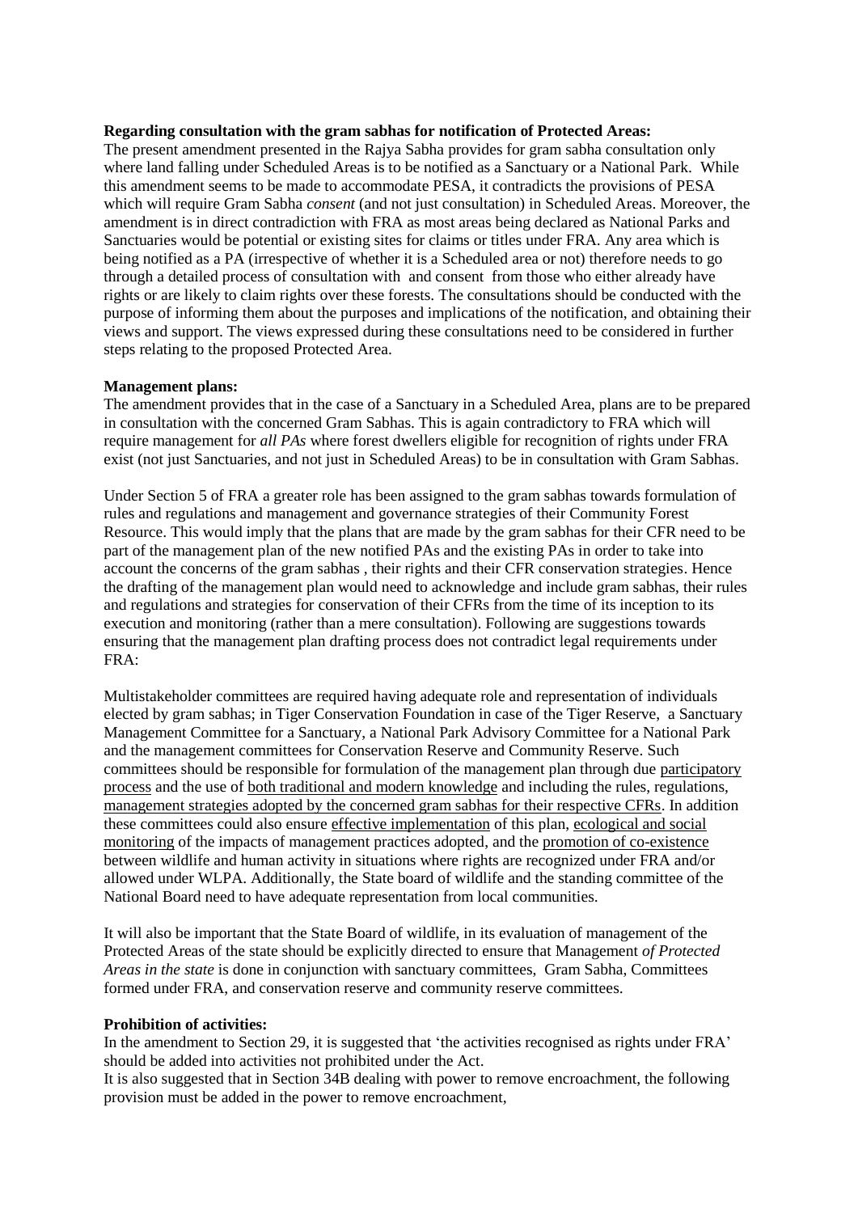**Regarding consultation with the gram sabhas for notification of Protected Areas:**
The present amendment presented in the Rajya Sabha provides for gram sabha consultation only where land falling under Scheduled Areas is to be notified as a Sanctuary or a National Park. While this amendment seems to be made to accommodate PESA, it contradicts the provisions of PESA which will require Gram Sabha *consent* (and not just consultation) in Scheduled Areas. Moreover, the amendment is in direct contradiction with FRA as most areas being declared as National Parks and Sanctuaries would be potential or existing sites for claims or titles under FRA. Any area which is being notified as a PA (irrespective of whether it is a Scheduled area or not) therefore needs to go through a detailed process of consultation with and consent from those who either already have rights or are likely to claim rights over these forests. The consultations should be conducted with the purpose of informing them about the purposes and implications of the notification, and obtaining their views and support. The views expressed during these consultations need to be considered in further steps relating to the proposed Protected Area.

**Management plans:**
The amendment provides that in the case of a Sanctuary in a Scheduled Area, plans are to be prepared in consultation with the concerned Gram Sabhas. This is again contradictory to FRA which will require management for *all PAs* where forest dwellers eligible for recognition of rights under FRA exist (not just Sanctuaries, and not just in Scheduled Areas) to be in consultation with Gram Sabhas.

Under Section 5 of FRA a greater role has been assigned to the gram sabhas towards formulation of rules and regulations and management and governance strategies of their Community Forest Resource. This would imply that the plans that are made by the gram sabhas for their CFR need to be part of the management plan of the new notified PAs and the existing PAs in order to take into account the concerns of the gram sabhas , their rights and their CFR conservation strategies. Hence the drafting of the management plan would need to acknowledge and include gram sabhas, their rules and regulations and strategies for conservation of their CFRs from the time of its inception to its execution and monitoring (rather than a mere consultation). Following are suggestions towards ensuring that the management plan drafting process does not contradict legal requirements under FRA:

Multistakeholder committees are required having adequate role and representation of individuals elected by gram sabhas; in Tiger Conservation Foundation in case of the Tiger Reserve, a Sanctuary Management Committee for a Sanctuary, a National Park Advisory Committee for a National Park and the management committees for Conservation Reserve and Community Reserve. Such committees should be responsible for formulation of the management plan through due <u>participatory process</u> and the use of <u>both traditional and modern knowledge</u> and including the rules, regulations, <u>management strategies adopted by the concerned gram sabhas for their respective CFRs</u>. In addition these committees could also ensure <u>effective implementation</u> of this plan, <u>ecological and social monitoring</u> of the impacts of management practices adopted, and the <u>promotion of co-existence</u> between wildlife and human activity in situations where rights are recognized under FRA and/or allowed under WLPA. Additionally, the State board of wildlife and the standing committee of the National Board need to have adequate representation from local communities.

It will also be important that the State Board of wildlife, in its evaluation of management of the Protected Areas of the state should be explicitly directed to ensure that Management *of Protected Areas in the state* is done in conjunction with sanctuary committees, Gram Sabha, Committees formed under FRA, and conservation reserve and community reserve committees.

**Prohibition of activities:**
In the amendment to Section 29, it is suggested that 'the activities recognised as rights under FRA' should be added into activities not prohibited under the Act.
It is also suggested that in Section 34B dealing with power to remove encroachment, the following provision must be added in the power to remove encroachment,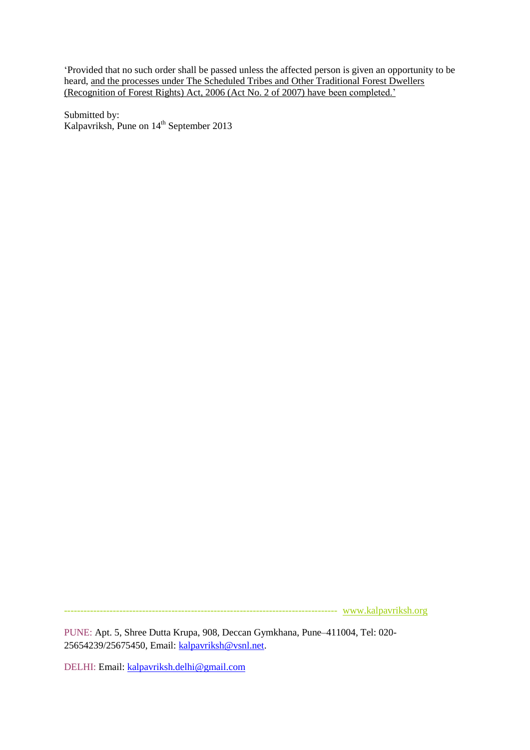'Provided that no such order shall be passed unless the affected person is given an opportunity to be heard, <u>and the processes under The Scheduled Tribes and Other Traditional Forest Dwellers (Recognition of Forest Rights) Act, 2006 (Act No. 2 of 2007) have been completed.'</u>

Submitted by:
Kalpavriksh, Pune on 14th September 2013

------------------------------------------------------------------------------------ www.kalpavriksh.org

PUNE: Apt. 5, Shree Dutta Krupa, 908, Deccan Gymkhana, Pune–411004, Tel: 020-25654239/25675450, Email: kalpavriksh@vsnl.net.

DELHI: Email: kalpavriksh.delhi@gmail.com